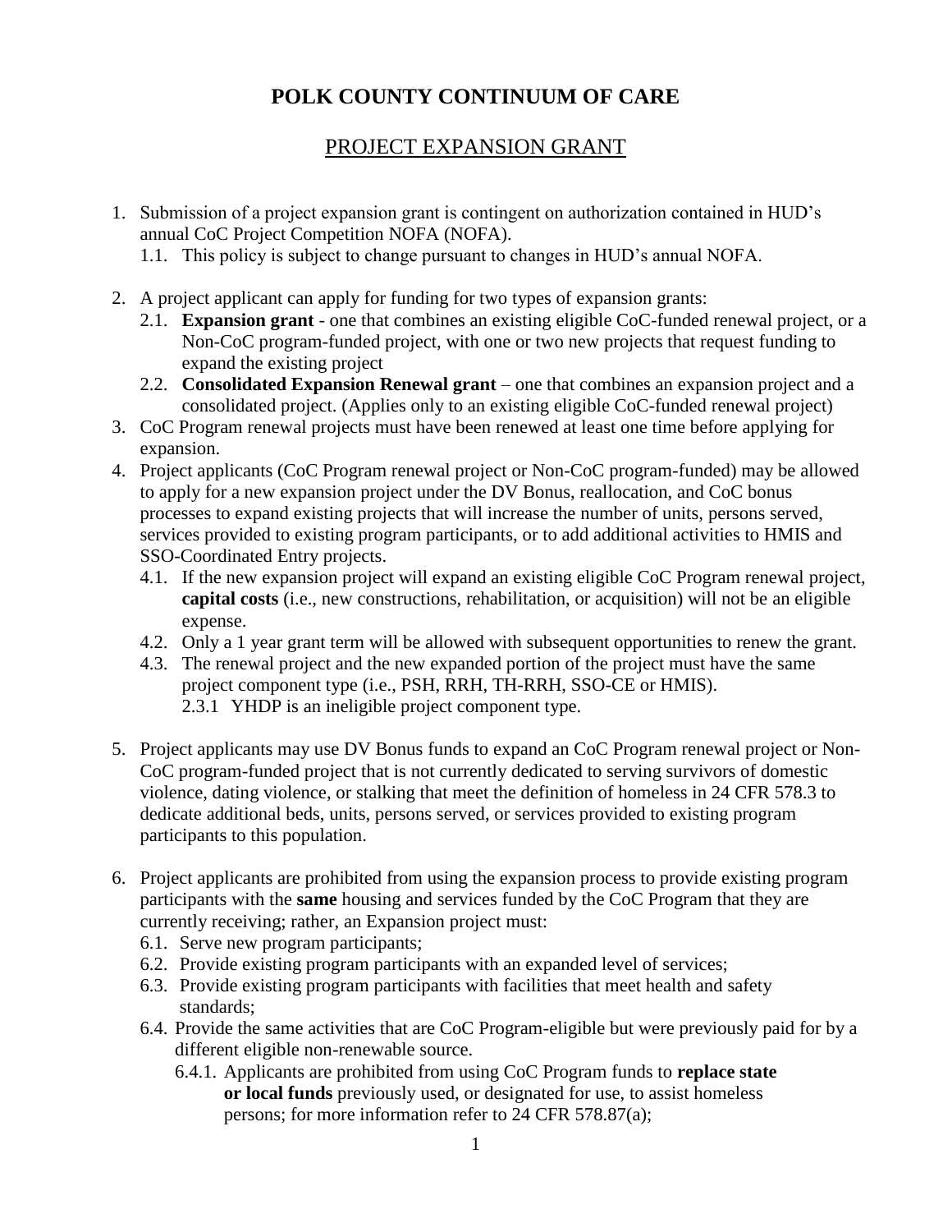# POLK COUNTY CONTINUUM OF CARE

## PROJECT EXPANSION GRANT

1. Submission of a project expansion grant is contingent on authorization contained in HUD's annual CoC Project Competition NOFA (NOFA).
   1.1. This policy is subject to change pursuant to changes in HUD's annual NOFA.

2. A project applicant can apply for funding for two types of expansion grants:
   2.1. **Expansion grant** - one that combines an existing eligible CoC-funded renewal project, or a Non-CoC program-funded project, with one or two new projects that request funding to expand the existing project
   2.2. **Consolidated Expansion Renewal grant** – one that combines an expansion project and a consolidated project. (Applies only to an existing eligible CoC-funded renewal project)
3. CoC Program renewal projects must have been renewed at least one time before applying for expansion.
4. Project applicants (CoC Program renewal project or Non-CoC program-funded) may be allowed to apply for a new expansion project under the DV Bonus, reallocation, and CoC bonus processes to expand existing projects that will increase the number of units, persons served, services provided to existing program participants, or to add additional activities to HMIS and SSO-Coordinated Entry projects.
   4.1. If the new expansion project will expand an existing eligible CoC Program renewal project, **capital costs** (i.e., new constructions, rehabilitation, or acquisition) will not be an eligible expense.
   4.2. Only a 1 year grant term will be allowed with subsequent opportunities to renew the grant.
   4.3. The renewal project and the new expanded portion of the project must have the same project component type (i.e., PSH, RRH, TH-RRH, SSO-CE or HMIS).
      2.3.1 YHDP is an ineligible project component type.

5. Project applicants may use DV Bonus funds to expand an CoC Program renewal project or Non-CoC program-funded project that is not currently dedicated to serving survivors of domestic violence, dating violence, or stalking that meet the definition of homeless in 24 CFR 578.3 to dedicate additional beds, units, persons served, or services provided to existing program participants to this population.

6. Project applicants are prohibited from using the expansion process to provide existing program participants with the **same** housing and services funded by the CoC Program that they are currently receiving; rather, an Expansion project must:
   6.1. Serve new program participants;
   6.2. Provide existing program participants with an expanded level of services;
   6.3. Provide existing program participants with facilities that meet health and safety standards;
   6.4. Provide the same activities that are CoC Program-eligible but were previously paid for by a different eligible non-renewable source.
      6.4.1. Applicants are prohibited from using CoC Program funds to **replace state or local funds** previously used, or designated for use, to assist homeless persons; for more information refer to 24 CFR 578.87(a);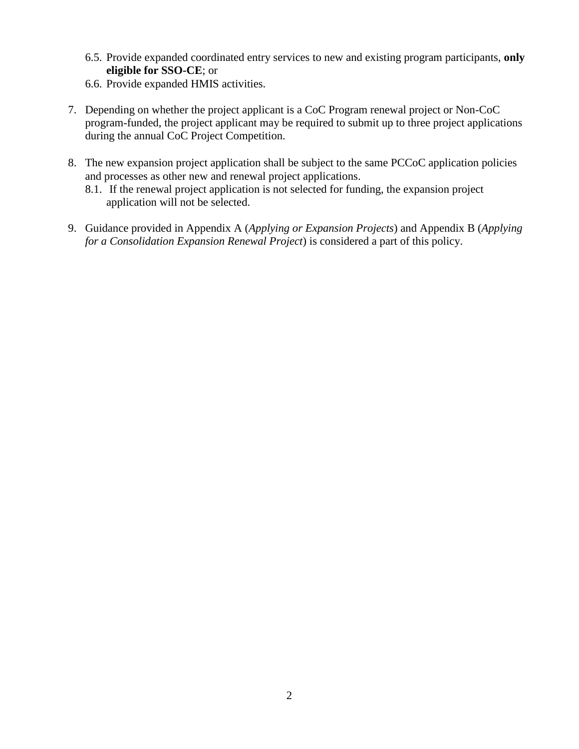6.5. Provide expanded coordinated entry services to new and existing program participants, **only eligible for SSO-CE**; or
6.6. Provide expanded HMIS activities.

7. Depending on whether the project applicant is a CoC Program renewal project or Non-CoC program-funded, the project applicant may be required to submit up to three project applications during the annual CoC Project Competition.

8. The new expansion project application shall be subject to the same PCCoC application policies and processes as other new and renewal project applications.
   8.1. If the renewal project application is not selected for funding, the expansion project application will not be selected.

9. Guidance provided in Appendix A (*Applying or Expansion Projects*) and Appendix B (*Applying for a Consolidation Expansion Renewal Project*) is considered a part of this policy.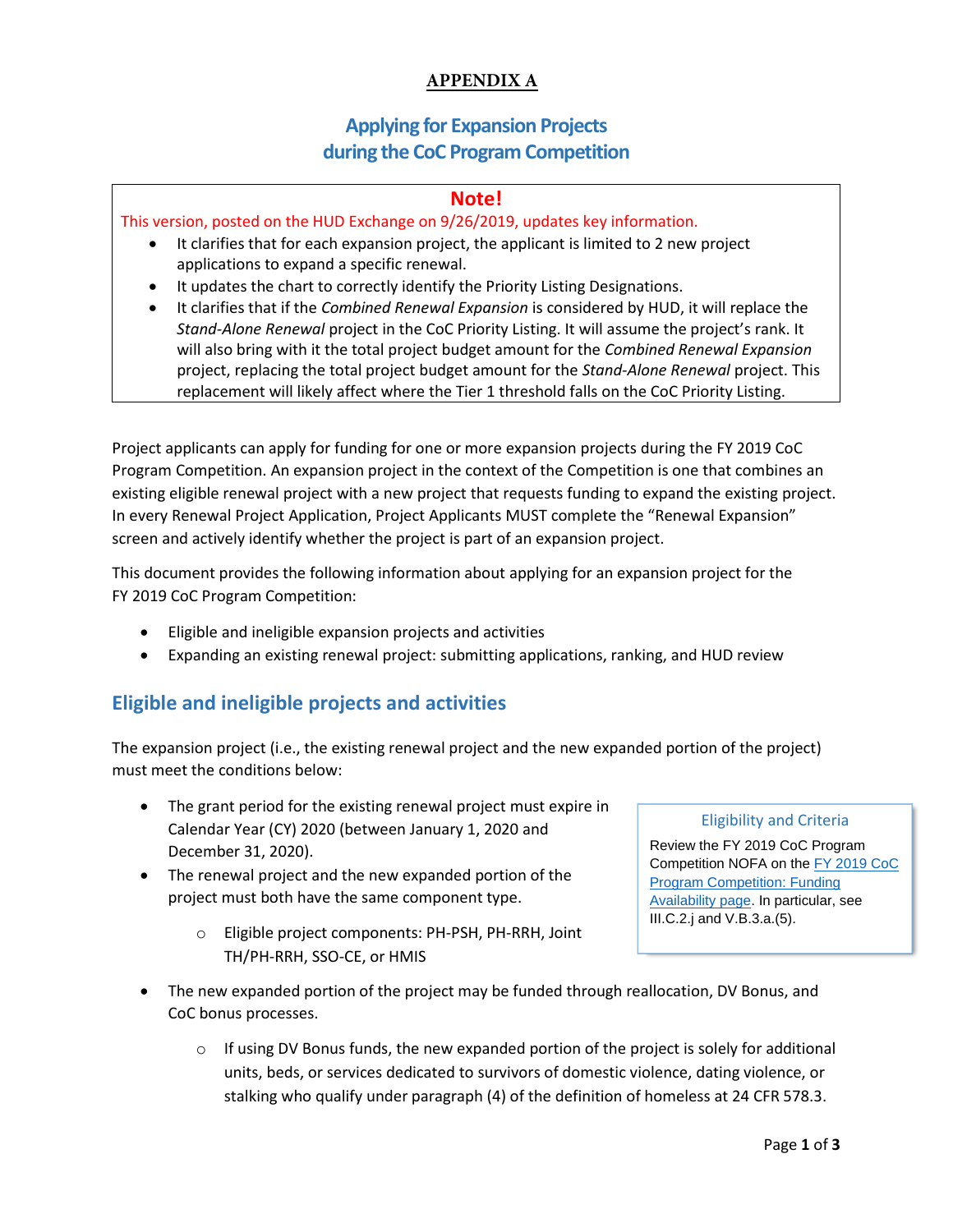# APPENDIX A

## Applying for Expansion Projects during the CoC Program Competition

> **Note!**
>
> This version, posted on the HUD Exchange on 9/26/2019, updates key information.
>
> - It clarifies that for each expansion project, the applicant is limited to 2 new project applications to expand a specific renewal.
> - It updates the chart to correctly identify the Priority Listing Designations.
> - It clarifies that if the *Combined Renewal Expansion* is considered by HUD, it will replace the *Stand-Alone Renewal* project in the CoC Priority Listing. It will assume the project's rank. It will also bring with it the total project budget amount for the *Combined Renewal Expansion* project, replacing the total project budget amount for the *Stand-Alone Renewal* project. This replacement will likely affect where the Tier 1 threshold falls on the CoC Priority Listing.

Project applicants can apply for funding for one or more expansion projects during the FY 2019 CoC Program Competition. An expansion project in the context of the Competition is one that combines an existing eligible renewal project with a new project that requests funding to expand the existing project. In every Renewal Project Application, Project Applicants MUST complete the "Renewal Expansion" screen and actively identify whether the project is part of an expansion project.

This document provides the following information about applying for an expansion project for the FY 2019 CoC Program Competition:

- Eligible and ineligible expansion projects and activities
- Expanding an existing renewal project: submitting applications, ranking, and HUD review

## Eligible and ineligible projects and activities

The expansion project (i.e., the existing renewal project and the new expanded portion of the project) must meet the conditions below:

- The grant period for the existing renewal project must expire in Calendar Year (CY) 2020 (between January 1, 2020 and December 31, 2020).
- The renewal project and the new expanded portion of the project must both have the same component type.
  - Eligible project components: PH-PSH, PH-RRH, Joint TH/PH-RRH, SSO-CE, or HMIS
- The new expanded portion of the project may be funded through reallocation, DV Bonus, and CoC bonus processes.
  - If using DV Bonus funds, the new expanded portion of the project is solely for additional units, beds, or services dedicated to survivors of domestic violence, dating violence, or stalking who qualify under paragraph (4) of the definition of homeless at 24 CFR 578.3.

> **Eligibility and Criteria**
>
> Review the FY 2019 CoC Program Competition NOFA on the FY 2019 CoC Program Competition: Funding Availability page. In particular, see III.C.2.j and V.B.3.a.(5).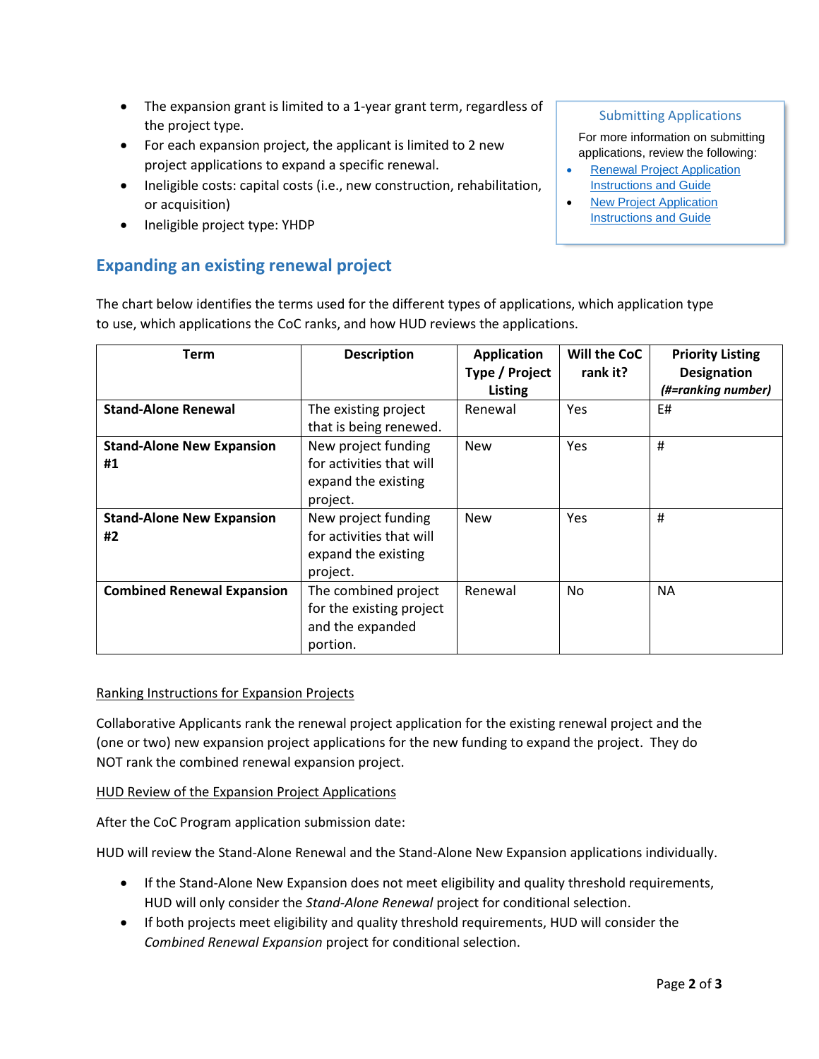- The expansion grant is limited to a 1-year grant term, regardless of the project type.
- For each expansion project, the applicant is limited to 2 new project applications to expand a specific renewal.
- Ineligible costs: capital costs (i.e., new construction, rehabilitation, or acquisition)
- Ineligible project type: YHDP

> **Submitting Applications**
>
> For more information on submitting applications, review the following:
>
> - Renewal Project Application Instructions and Guide
> - New Project Application Instructions and Guide

## Expanding an existing renewal project

The chart below identifies the terms used for the different types of applications, which application type to use, which applications the CoC ranks, and how HUD reviews the applications.

| Term | Description | Application Type / Project Listing | Will the CoC rank it? | Priority Listing Designation *(#=ranking number)* |
|---|---|---|---|---|
| **Stand-Alone Renewal** | The existing project that is being renewed. | Renewal | Yes | E# |
| **Stand-Alone New Expansion #1** | New project funding for activities that will expand the existing project. | New | Yes | # |
| **Stand-Alone New Expansion #2** | New project funding for activities that will expand the existing project. | New | Yes | # |
| **Combined Renewal Expansion** | The combined project for the existing project and the expanded portion. | Renewal | No | NA |

Ranking Instructions for Expansion Projects

Collaborative Applicants rank the renewal project application for the existing renewal project and the (one or two) new expansion project applications for the new funding to expand the project. They do NOT rank the combined renewal expansion project.

HUD Review of the Expansion Project Applications

After the CoC Program application submission date:

HUD will review the Stand-Alone Renewal and the Stand-Alone New Expansion applications individually.

- If the Stand-Alone New Expansion does not meet eligibility and quality threshold requirements, HUD will only consider the *Stand-Alone Renewal* project for conditional selection.
- If both projects meet eligibility and quality threshold requirements, HUD will consider the *Combined Renewal Expansion* project for conditional selection.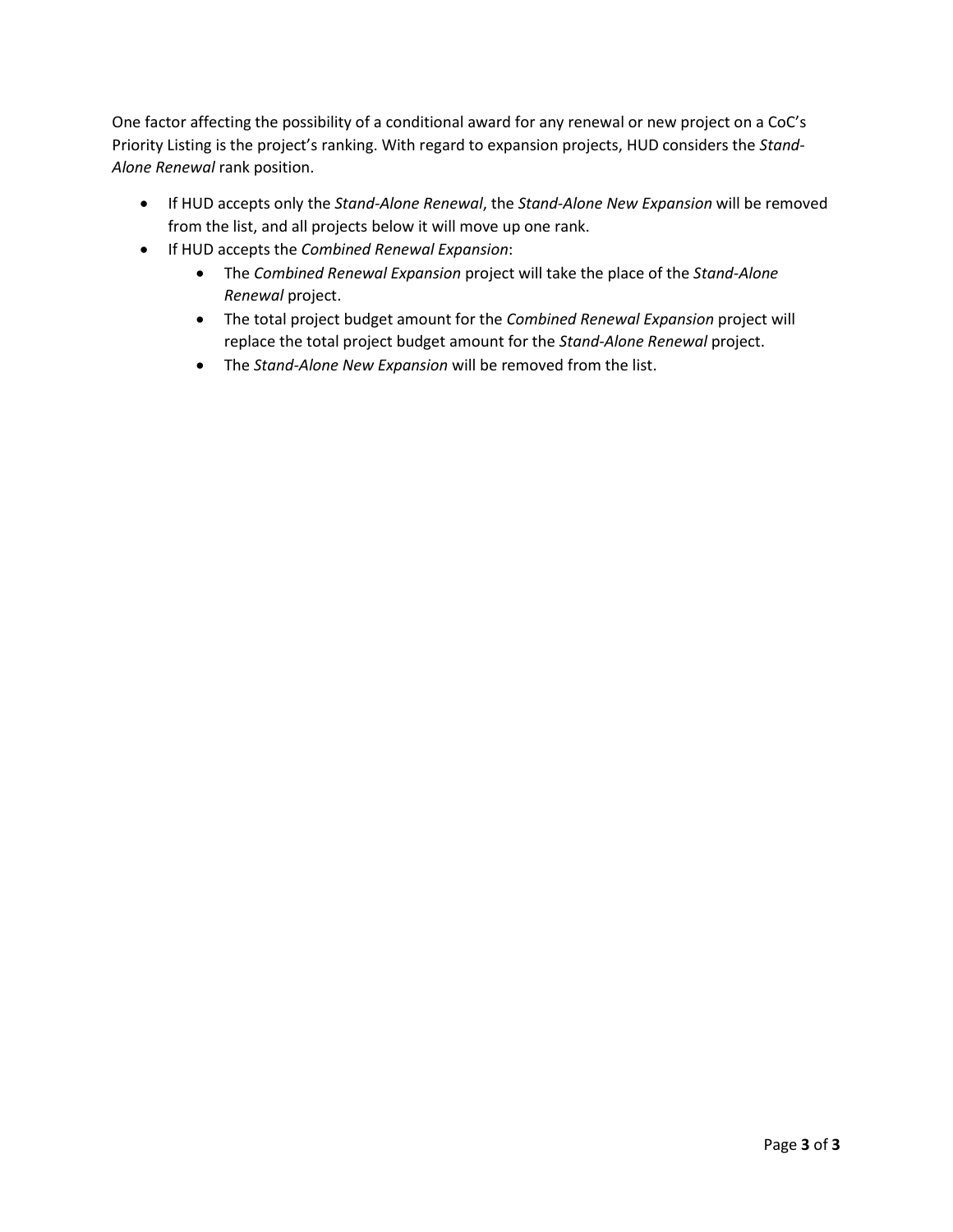One factor affecting the possibility of a conditional award for any renewal or new project on a CoC's Priority Listing is the project's ranking. With regard to expansion projects, HUD considers the *Stand-Alone Renewal* rank position.

- If HUD accepts only the *Stand-Alone Renewal*, the *Stand-Alone New Expansion* will be removed from the list, and all projects below it will move up one rank.
- If HUD accepts the *Combined Renewal Expansion*:
    - The *Combined Renewal Expansion* project will take the place of the *Stand-Alone Renewal* project.
    - The total project budget amount for the *Combined Renewal Expansion* project will replace the total project budget amount for the *Stand-Alone Renewal* project.
    - The *Stand-Alone New Expansion* will be removed from the list.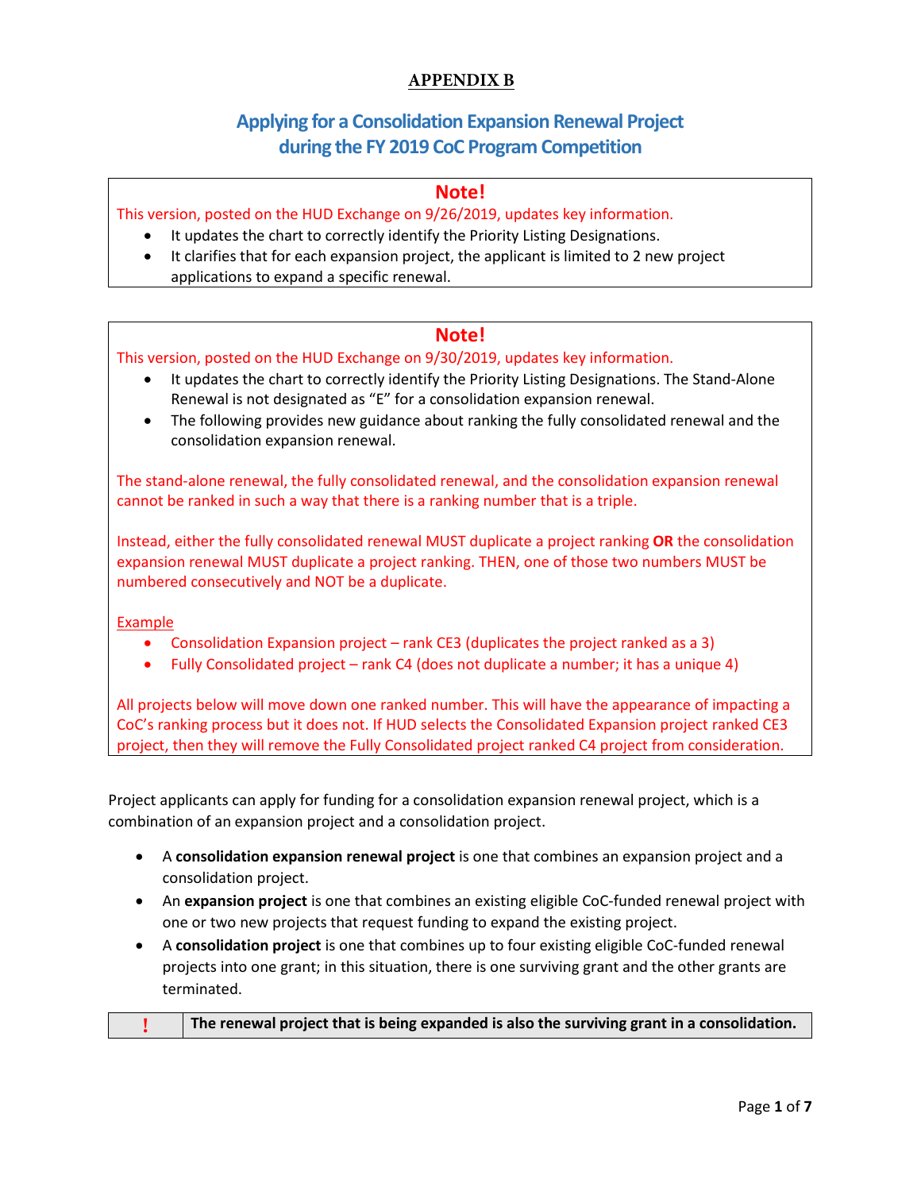# APPENDIX B

## Applying for a Consolidation Expansion Renewal Project during the FY 2019 CoC Program Competition

> **Note!**
>
> This version, posted on the HUD Exchange on 9/26/2019, updates key information.
>
> - It updates the chart to correctly identify the Priority Listing Designations.
> - It clarifies that for each expansion project, the applicant is limited to 2 new project applications to expand a specific renewal.

> **Note!**
>
> This version, posted on the HUD Exchange on 9/30/2019, updates key information.
>
> - It updates the chart to correctly identify the Priority Listing Designations. The Stand-Alone Renewal is not designated as "E" for a consolidation expansion renewal.
> - The following provides new guidance about ranking the fully consolidated renewal and the consolidation expansion renewal.
>
> The stand-alone renewal, the fully consolidated renewal, and the consolidation expansion renewal cannot be ranked in such a way that there is a ranking number that is a triple.
>
> Instead, either the fully consolidated renewal MUST duplicate a project ranking **OR** the consolidation expansion renewal MUST duplicate a project ranking. THEN, one of those two numbers MUST be numbered consecutively and NOT be a duplicate.
>
> Example
>
> - Consolidation Expansion project – rank CE3 (duplicates the project ranked as a 3)
> - Fully Consolidated project – rank C4 (does not duplicate a number; it has a unique 4)
>
> All projects below will move down one ranked number. This will have the appearance of impacting a CoC's ranking process but it does not. If HUD selects the Consolidated Expansion project ranked CE3 project, then they will remove the Fully Consolidated project ranked C4 project from consideration.

Project applicants can apply for funding for a consolidation expansion renewal project, which is a combination of an expansion project and a consolidation project.

- A **consolidation expansion renewal project** is one that combines an expansion project and a consolidation project.
- An **expansion project** is one that combines an existing eligible CoC-funded renewal project with one or two new projects that request funding to expand the existing project.
- A **consolidation project** is one that combines up to four existing eligible CoC-funded renewal projects into one grant; in this situation, there is one surviving grant and the other grants are terminated.

| ! | **The renewal project that is being expanded is also the surviving grant in a consolidation.** |
|---|---|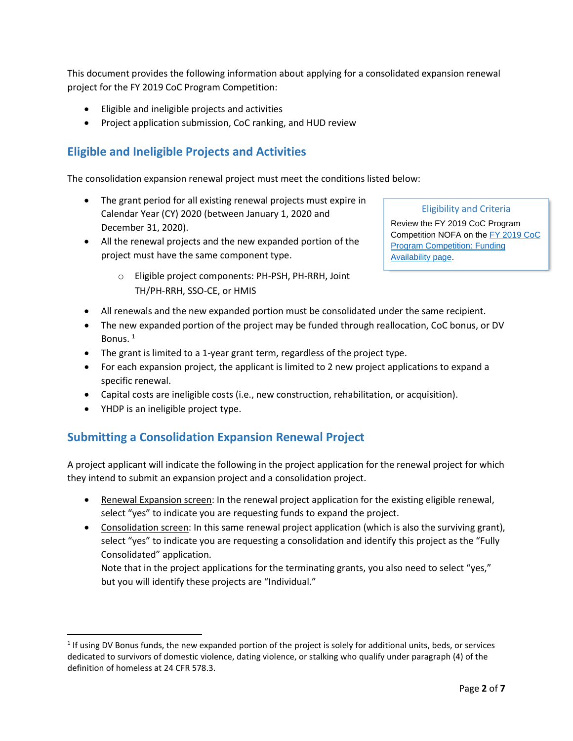This document provides the following information about applying for a consolidated expansion renewal project for the FY 2019 CoC Program Competition:

- Eligible and ineligible projects and activities
- Project application submission, CoC ranking, and HUD review

## Eligible and Ineligible Projects and Activities

The consolidation expansion renewal project must meet the conditions listed below:

> **Eligibility and Criteria**
>
> Review the FY 2019 CoC Program Competition NOFA on the [FY 2019 CoC Program Competition: Funding Availability page](#).

- The grant period for all existing renewal projects must expire in Calendar Year (CY) 2020 (between January 1, 2020 and December 31, 2020).
- All the renewal projects and the new expanded portion of the project must have the same component type.
  - Eligible project components: PH-PSH, PH-RRH, Joint TH/PH-RRH, SSO-CE, or HMIS
- All renewals and the new expanded portion must be consolidated under the same recipient.
- The new expanded portion of the project may be funded through reallocation, CoC bonus, or DV Bonus. [1]
- The grant is limited to a 1-year grant term, regardless of the project type.
- For each expansion project, the applicant is limited to 2 new project applications to expand a specific renewal.
- Capital costs are ineligible costs (i.e., new construction, rehabilitation, or acquisition).
- YHDP is an ineligible project type.

## Submitting a Consolidation Expansion Renewal Project

A project applicant will indicate the following in the project application for the renewal project for which they intend to submit an expansion project and a consolidation project.

- Renewal Expansion screen: In the renewal project application for the existing eligible renewal, select "yes" to indicate you are requesting funds to expand the project.
- Consolidation screen: In this same renewal project application (which is also the surviving grant), select "yes" to indicate you are requesting a consolidation and identify this project as the "Fully Consolidated" application.

  Note that in the project applications for the terminating grants, you also need to select "yes," but you will identify these projects are "Individual."

---

[1] If using DV Bonus funds, the new expanded portion of the project is solely for additional units, beds, or services dedicated to survivors of domestic violence, dating violence, or stalking who qualify under paragraph (4) of the definition of homeless at 24 CFR 578.3.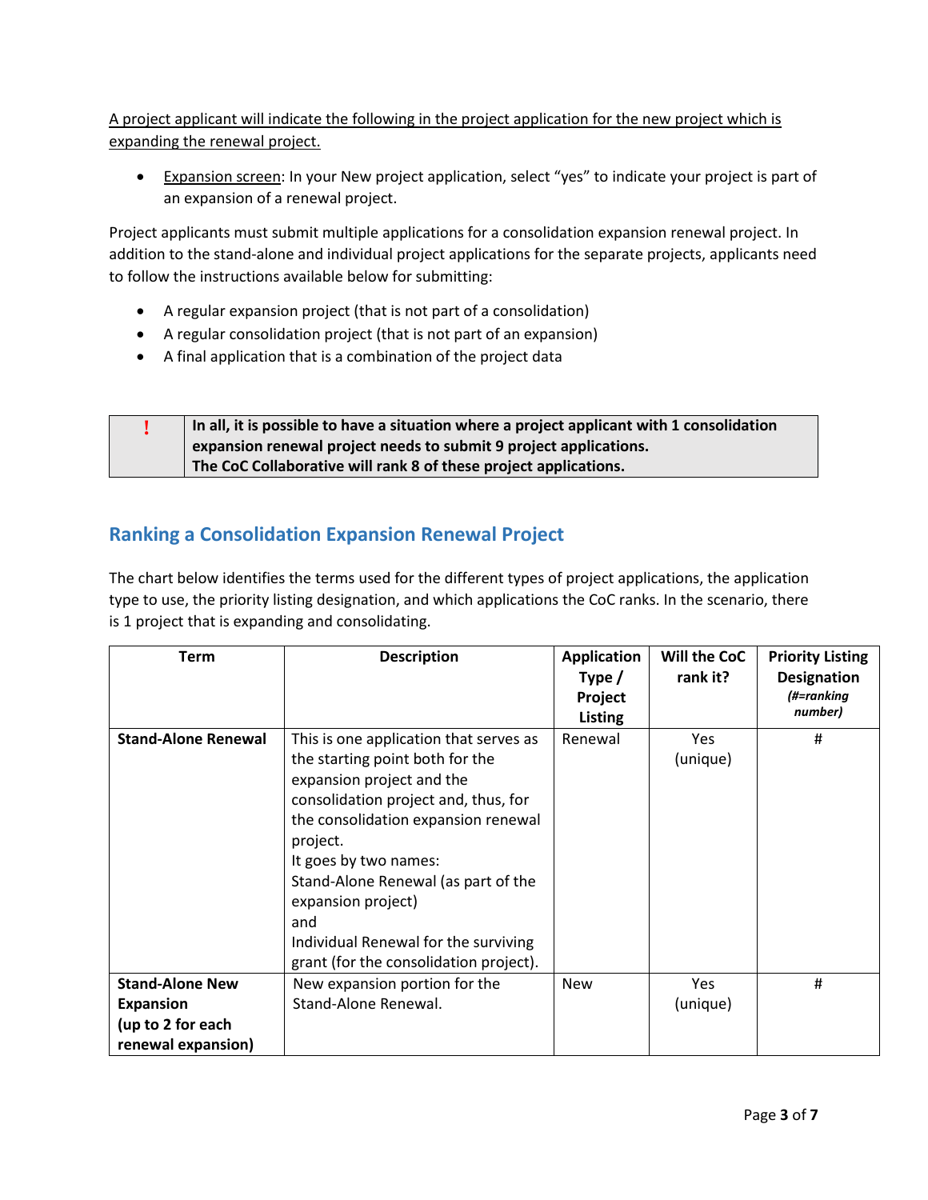A project applicant will indicate the following in the project application for the new project which is expanding the renewal project.

- Expansion screen: In your New project application, select "yes" to indicate your project is part of an expansion of a renewal project.

Project applicants must submit multiple applications for a consolidation expansion renewal project. In addition to the stand-alone and individual project applications for the separate projects, applicants need to follow the instructions available below for submitting:

- A regular expansion project (that is not part of a consolidation)
- A regular consolidation project (that is not part of an expansion)
- A final application that is a combination of the project data

| ! | **In all, it is possible to have a situation where a project applicant with 1 consolidation expansion renewal project needs to submit 9 project applications. The CoC Collaborative will rank 8 of these project applications.** |
|---|---|

## Ranking a Consolidation Expansion Renewal Project

The chart below identifies the terms used for the different types of project applications, the application type to use, the priority listing designation, and which applications the CoC ranks. In the scenario, there is 1 project that is expanding and consolidating.

| Term | Description | Application Type / Project Listing | Will the CoC rank it? | Priority Listing Designation *(#=ranking number)* |
|---|---|---|---|---|
| **Stand-Alone Renewal** | This is one application that serves as the starting point both for the expansion project and the consolidation project and, thus, for the consolidation expansion renewal project.<br>It goes by two names:<br>Stand-Alone Renewal (as part of the expansion project)<br>and<br>Individual Renewal for the surviving grant (for the consolidation project). | Renewal | Yes (unique) | # |
| **Stand-Alone New Expansion (up to 2 for each renewal expansion)** | New expansion portion for the Stand-Alone Renewal. | New | Yes (unique) | # |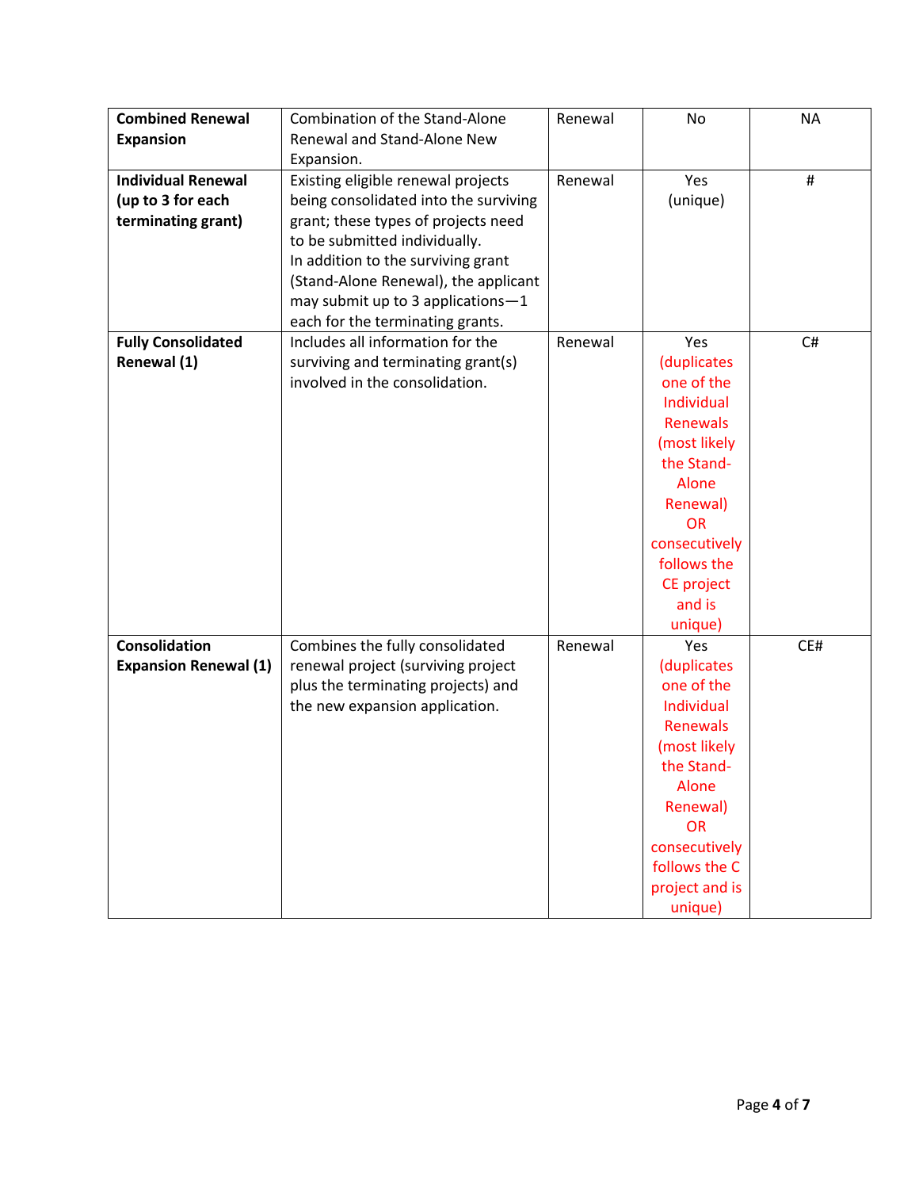| **Combined Renewal Expansion** | Combination of the Stand-Alone Renewal and Stand-Alone New Expansion. | Renewal | No | NA |
|---|---|---|---|---|
| **Individual Renewal (up to 3 for each terminating grant)** | Existing eligible renewal projects being consolidated into the surviving grant; these types of projects need to be submitted individually. In addition to the surviving grant (Stand-Alone Renewal), the applicant may submit up to 3 applications—1 each for the terminating grants. | Renewal | Yes (unique) | # |
| **Fully Consolidated Renewal (1)** | Includes all information for the surviving and terminating grant(s) involved in the consolidation. | Renewal | Yes (duplicates one of the Individual Renewals (most likely the Stand-Alone Renewal) OR consecutively follows the CE project and is unique) | C# |
| **Consolidation Expansion Renewal (1)** | Combines the fully consolidated renewal project (surviving project plus the terminating projects) and the new expansion application. | Renewal | Yes (duplicates one of the Individual Renewals (most likely the Stand-Alone Renewal) OR consecutively follows the C project and is unique) | CE# |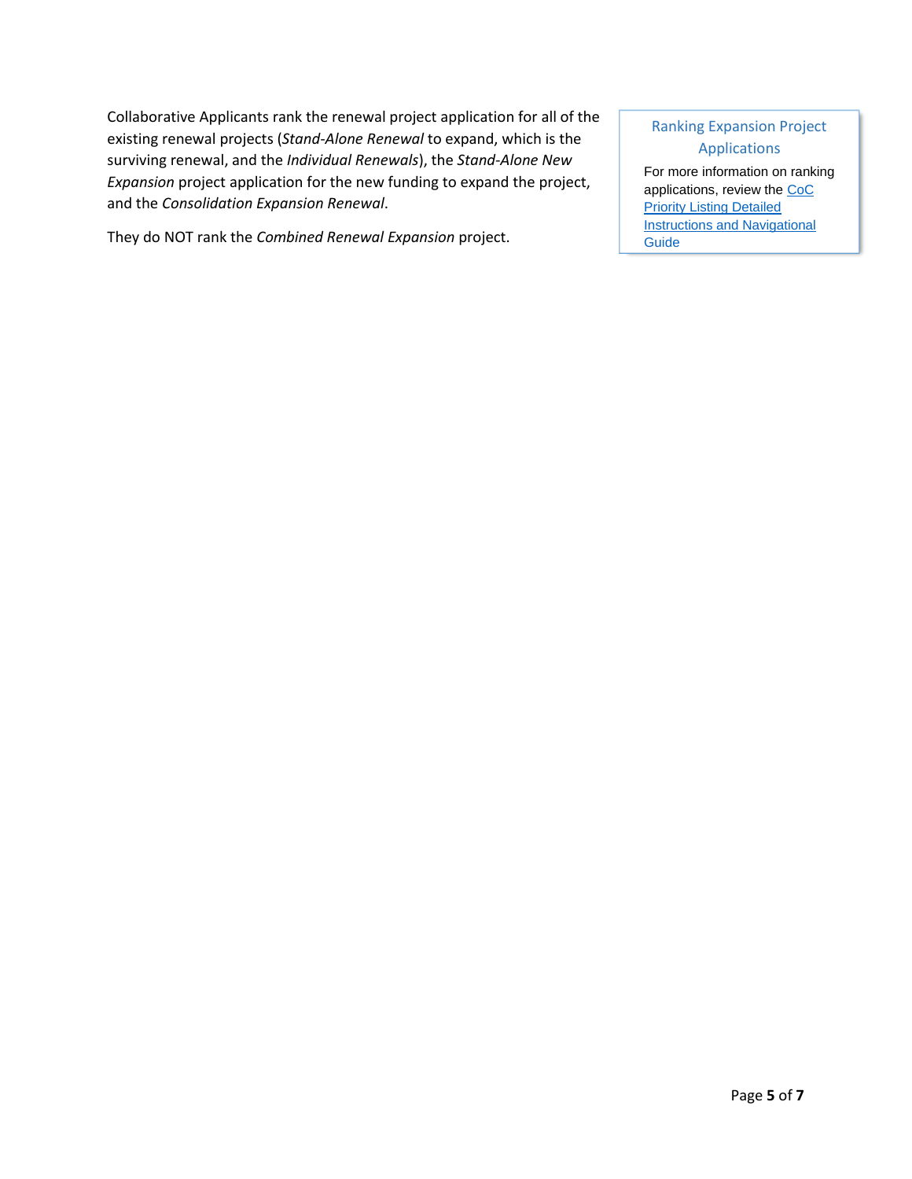Collaborative Applicants rank the renewal project application for all of the existing renewal projects (*Stand-Alone Renewal* to expand, which is the surviving renewal, and the *Individual Renewals*), the *Stand-Alone New Expansion* project application for the new funding to expand the project, and the *Consolidation Expansion Renewal*.

They do NOT rank the *Combined Renewal Expansion* project.

> **Ranking Expansion Project Applications**
>
> For more information on ranking applications, review the CoC Priority Listing Detailed Instructions and Navigational Guide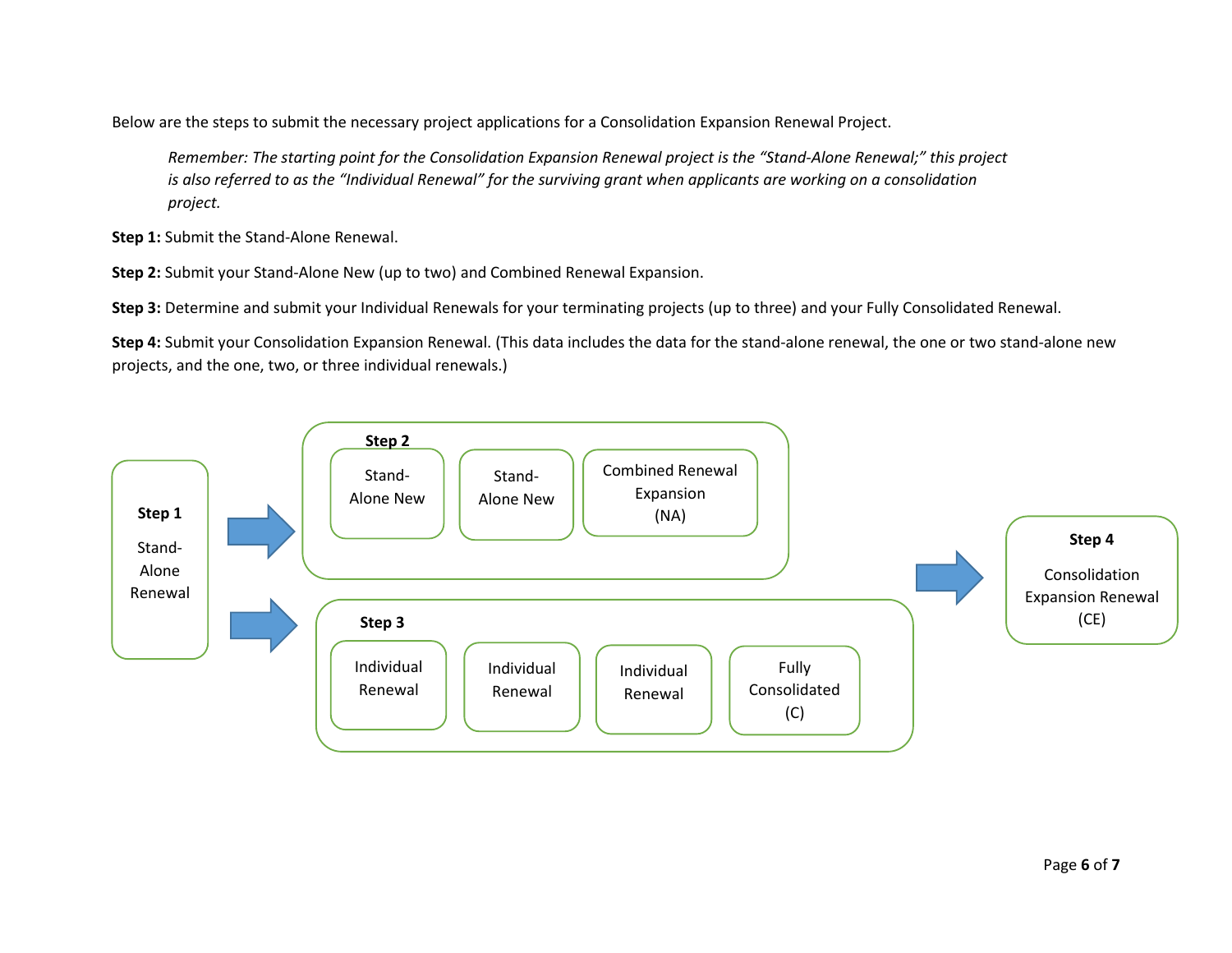Below are the steps to submit the necessary project applications for a Consolidation Expansion Renewal Project.

> *Remember: The starting point for the Consolidation Expansion Renewal project is the "Stand-Alone Renewal;" this project is also referred to as the "Individual Renewal" for the surviving grant when applicants are working on a consolidation project.*

**Step 1:** Submit the Stand-Alone Renewal.

**Step 2:** Submit your Stand-Alone New (up to two) and Combined Renewal Expansion.

**Step 3:** Determine and submit your Individual Renewals for your terminating projects (up to three) and your Fully Consolidated Renewal.

**Step 4:** Submit your Consolidation Expansion Renewal. (This data includes the data for the stand-alone renewal, the one or two stand-alone new projects, and the one, two, or three individual renewals.)

**Step 1**
Stand-Alone Renewal

**Step 2**
- Stand-Alone New
- Stand-Alone New
- Combined Renewal Expansion (NA)

**Step 3**
- Individual Renewal
- Individual Renewal
- Individual Renewal
- Fully Consolidated (C)

**Step 4**
Consolidation Expansion Renewal (CE)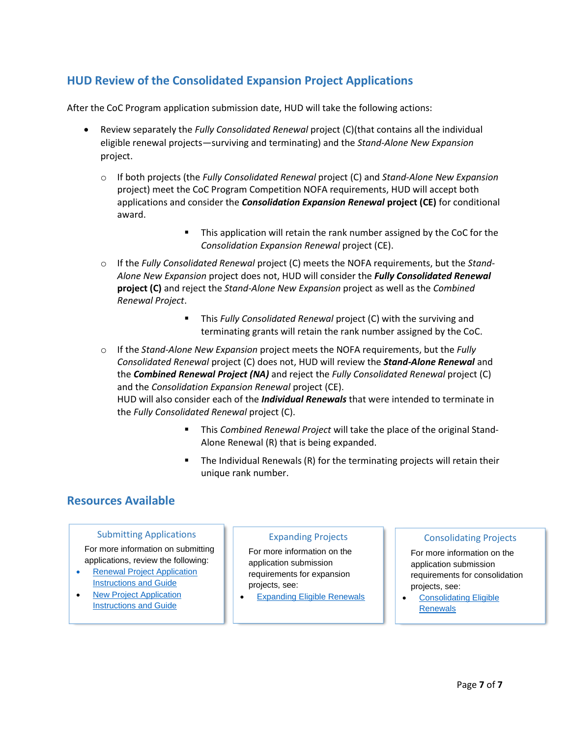## HUD Review of the Consolidated Expansion Project Applications

After the CoC Program application submission date, HUD will take the following actions:

- Review separately the *Fully Consolidated Renewal* project (C)(that contains all the individual eligible renewal projects—surviving and terminating) and the *Stand-Alone New Expansion* project.
  - If both projects (the *Fully Consolidated Renewal* project (C) and *Stand-Alone New Expansion* project) meet the CoC Program Competition NOFA requirements, HUD will accept both applications and consider the ***Consolidation Expansion Renewal* project (CE)** for conditional award.
    - This application will retain the rank number assigned by the CoC for the *Consolidation Expansion Renewal* project (CE).
  - If the *Fully Consolidated Renewal* project (C) meets the NOFA requirements, but the *Stand-Alone New Expansion* project does not, HUD will consider the ***Fully Consolidated Renewal* project (C)** and reject the *Stand-Alone New Expansion* project as well as the *Combined Renewal Project*.
    - This *Fully Consolidated Renewal* project (C) with the surviving and terminating grants will retain the rank number assigned by the CoC.
  - If the *Stand-Alone New Expansion* project meets the NOFA requirements, but the *Fully Consolidated Renewal* project (C) does not, HUD will review the ***Stand-Alone Renewal*** and the ***Combined Renewal Project (NA)*** and reject the *Fully Consolidated Renewal* project (C) and the *Consolidation Expansion Renewal* project (CE).
    HUD will also consider each of the ***Individual Renewals*** that were intended to terminate in the *Fully Consolidated Renewal* project (C).
    - This *Combined Renewal Project* will take the place of the original Stand-Alone Renewal (R) that is being expanded.
    - The Individual Renewals (R) for the terminating projects will retain their unique rank number.

## Resources Available

**Submitting Applications**

For more information on submitting applications, review the following:

- Renewal Project Application Instructions and Guide
- New Project Application Instructions and Guide

**Expanding Projects**

For more information on the application submission requirements for expansion projects, see:

- Expanding Eligible Renewals

**Consolidating Projects**

For more information on the application submission requirements for consolidation projects, see:

- Consolidating Eligible Renewals